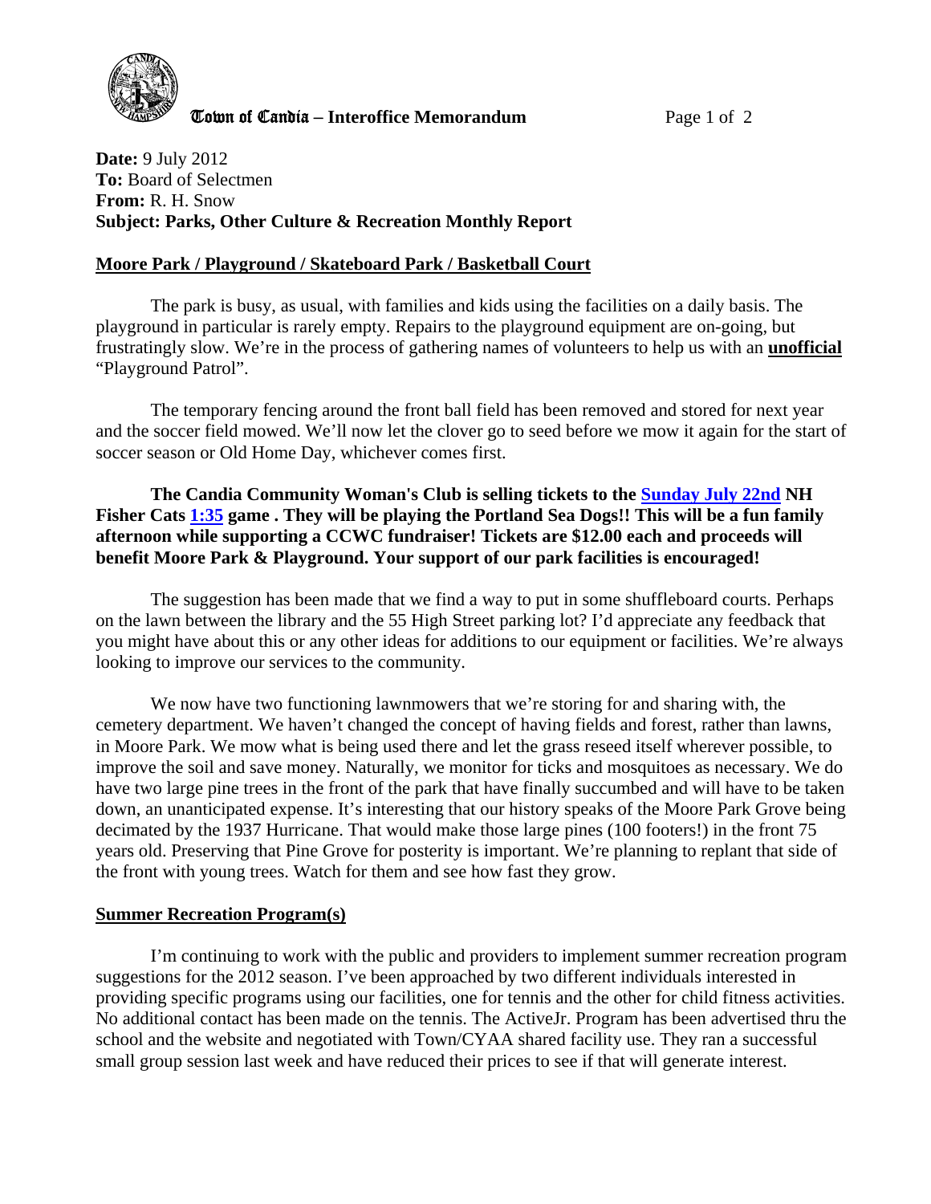**Town of Candia – Interoffice Memorandum**

**Date:** 9 July 2012
**To:** Board of Selectmen
**From:** R. H. Snow
**Subject: Parks, Other Culture & Recreation Monthly Report**

## Moore Park / Playground / Skateboard Park / Basketball Court

The park is busy, as usual, with families and kids using the facilities on a daily basis. The playground in particular is rarely empty. Repairs to the playground equipment are on-going, but frustratingly slow. We're in the process of gathering names of volunteers to help us with an **unofficial** "Playground Patrol".

The temporary fencing around the front ball field has been removed and stored for next year and the soccer field mowed. We'll now let the clover go to seed before we mow it again for the start of soccer season or Old Home Day, whichever comes first.

**The Candia Community Woman's Club is selling tickets to the Sunday July 22nd NH Fisher Cats 1:35 game . They will be playing the Portland Sea Dogs!! This will be a fun family afternoon while supporting a CCWC fundraiser! Tickets are $12.00 each and proceeds will benefit Moore Park & Playground. Your support of our park facilities is encouraged!**

The suggestion has been made that we find a way to put in some shuffleboard courts. Perhaps on the lawn between the library and the 55 High Street parking lot? I'd appreciate any feedback that you might have about this or any other ideas for additions to our equipment or facilities. We're always looking to improve our services to the community.

We now have two functioning lawnmowers that we're storing for and sharing with, the cemetery department. We haven't changed the concept of having fields and forest, rather than lawns, in Moore Park. We mow what is being used there and let the grass reseed itself wherever possible, to improve the soil and save money. Naturally, we monitor for ticks and mosquitoes as necessary. We do have two large pine trees in the front of the park that have finally succumbed and will have to be taken down, an unanticipated expense. It's interesting that our history speaks of the Moore Park Grove being decimated by the 1937 Hurricane. That would make those large pines (100 footers!) in the front 75 years old. Preserving that Pine Grove for posterity is important. We're planning to replant that side of the front with young trees. Watch for them and see how fast they grow.

## Summer Recreation Program(s)

I'm continuing to work with the public and providers to implement summer recreation program suggestions for the 2012 season. I've been approached by two different individuals interested in providing specific programs using our facilities, one for tennis and the other for child fitness activities. No additional contact has been made on the tennis. The ActiveJr. Program has been advertised thru the school and the website and negotiated with Town/CYAA shared facility use. They ran a successful small group session last week and have reduced their prices to see if that will generate interest.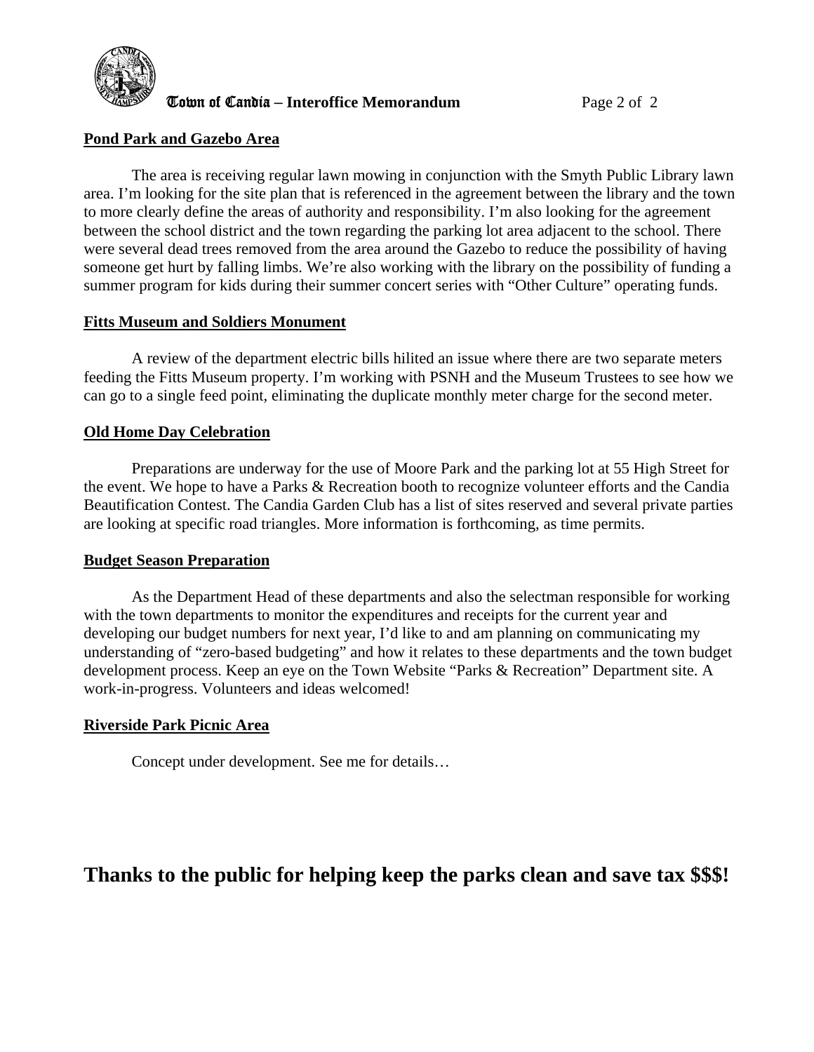## Pond Park and Gazebo Area

The area is receiving regular lawn mowing in conjunction with the Smyth Public Library lawn area. I'm looking for the site plan that is referenced in the agreement between the library and the town to more clearly define the areas of authority and responsibility. I'm also looking for the agreement between the school district and the town regarding the parking lot area adjacent to the school. There were several dead trees removed from the area around the Gazebo to reduce the possibility of having someone get hurt by falling limbs. We're also working with the library on the possibility of funding a summer program for kids during their summer concert series with "Other Culture" operating funds.

## Fitts Museum and Soldiers Monument

A review of the department electric bills hilited an issue where there are two separate meters feeding the Fitts Museum property. I'm working with PSNH and the Museum Trustees to see how we can go to a single feed point, eliminating the duplicate monthly meter charge for the second meter.

## Old Home Day Celebration

Preparations are underway for the use of Moore Park and the parking lot at 55 High Street for the event. We hope to have a Parks & Recreation booth to recognize volunteer efforts and the Candia Beautification Contest. The Candia Garden Club has a list of sites reserved and several private parties are looking at specific road triangles. More information is forthcoming, as time permits.

## Budget Season Preparation

As the Department Head of these departments and also the selectman responsible for working with the town departments to monitor the expenditures and receipts for the current year and developing our budget numbers for next year, I'd like to and am planning on communicating my understanding of "zero-based budgeting" and how it relates to these departments and the town budget development process. Keep an eye on the Town Website "Parks & Recreation" Department site. A work-in-progress. Volunteers and ideas welcomed!

## Riverside Park Picnic Area

Concept under development. See me for details…

# Thanks to the public for helping keep the parks clean and save tax $$$!